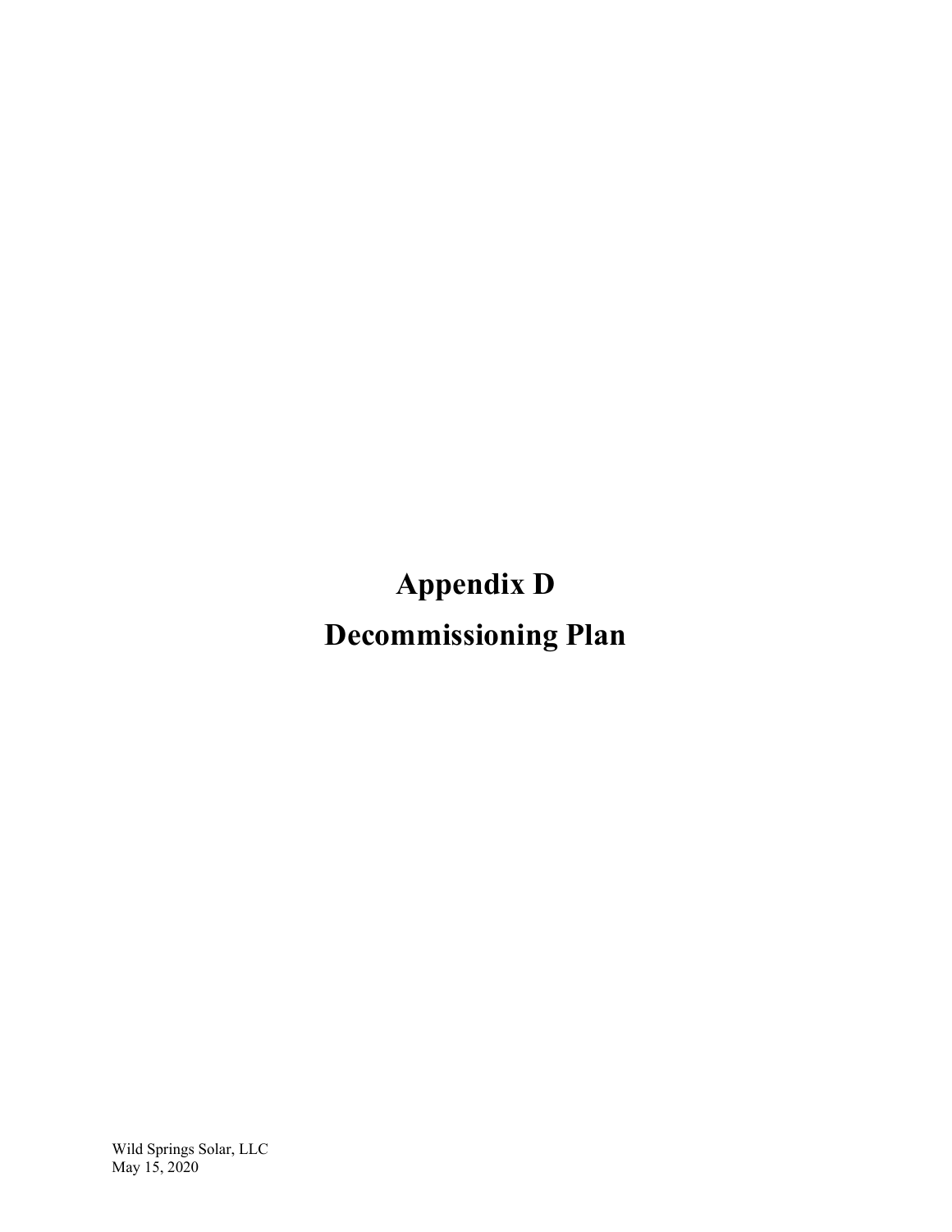# Appendix D

# Decommissioning Plan

Wild Springs Solar, LLC
May 15, 2020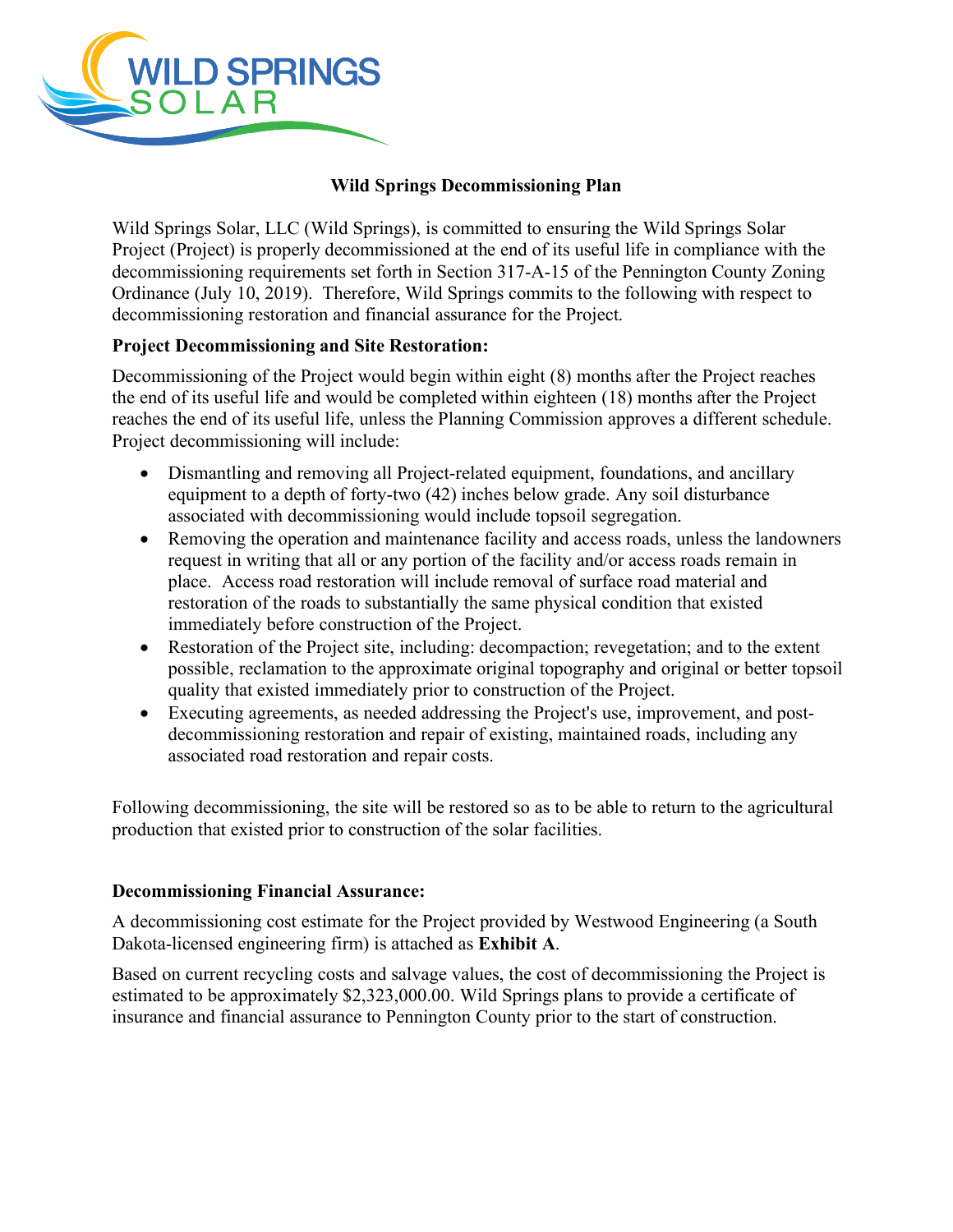# Wild Springs Decommissioning Plan

Wild Springs Solar, LLC (Wild Springs), is committed to ensuring the Wild Springs Solar Project (Project) is properly decommissioned at the end of its useful life in compliance with the decommissioning requirements set forth in Section 317-A-15 of the Pennington County Zoning Ordinance (July 10, 2019). Therefore, Wild Springs commits to the following with respect to decommissioning restoration and financial assurance for the Project.

**Project Decommissioning and Site Restoration:**

Decommissioning of the Project would begin within eight (8) months after the Project reaches the end of its useful life and would be completed within eighteen (18) months after the Project reaches the end of its useful life, unless the Planning Commission approves a different schedule. Project decommissioning will include:

- Dismantling and removing all Project-related equipment, foundations, and ancillary equipment to a depth of forty-two (42) inches below grade. Any soil disturbance associated with decommissioning would include topsoil segregation.
- Removing the operation and maintenance facility and access roads, unless the landowners request in writing that all or any portion of the facility and/or access roads remain in place. Access road restoration will include removal of surface road material and restoration of the roads to substantially the same physical condition that existed immediately before construction of the Project.
- Restoration of the Project site, including: decompaction; revegetation; and to the extent possible, reclamation to the approximate original topography and original or better topsoil quality that existed immediately prior to construction of the Project.
- Executing agreements, as needed addressing the Project's use, improvement, and post-decommissioning restoration and repair of existing, maintained roads, including any associated road restoration and repair costs.

Following decommissioning, the site will be restored so as to be able to return to the agricultural production that existed prior to construction of the solar facilities.

**Decommissioning Financial Assurance:**

A decommissioning cost estimate for the Project provided by Westwood Engineering (a South Dakota-licensed engineering firm) is attached as **Exhibit A**.

Based on current recycling costs and salvage values, the cost of decommissioning the Project is estimated to be approximately $2,323,000.00. Wild Springs plans to provide a certificate of insurance and financial assurance to Pennington County prior to the start of construction.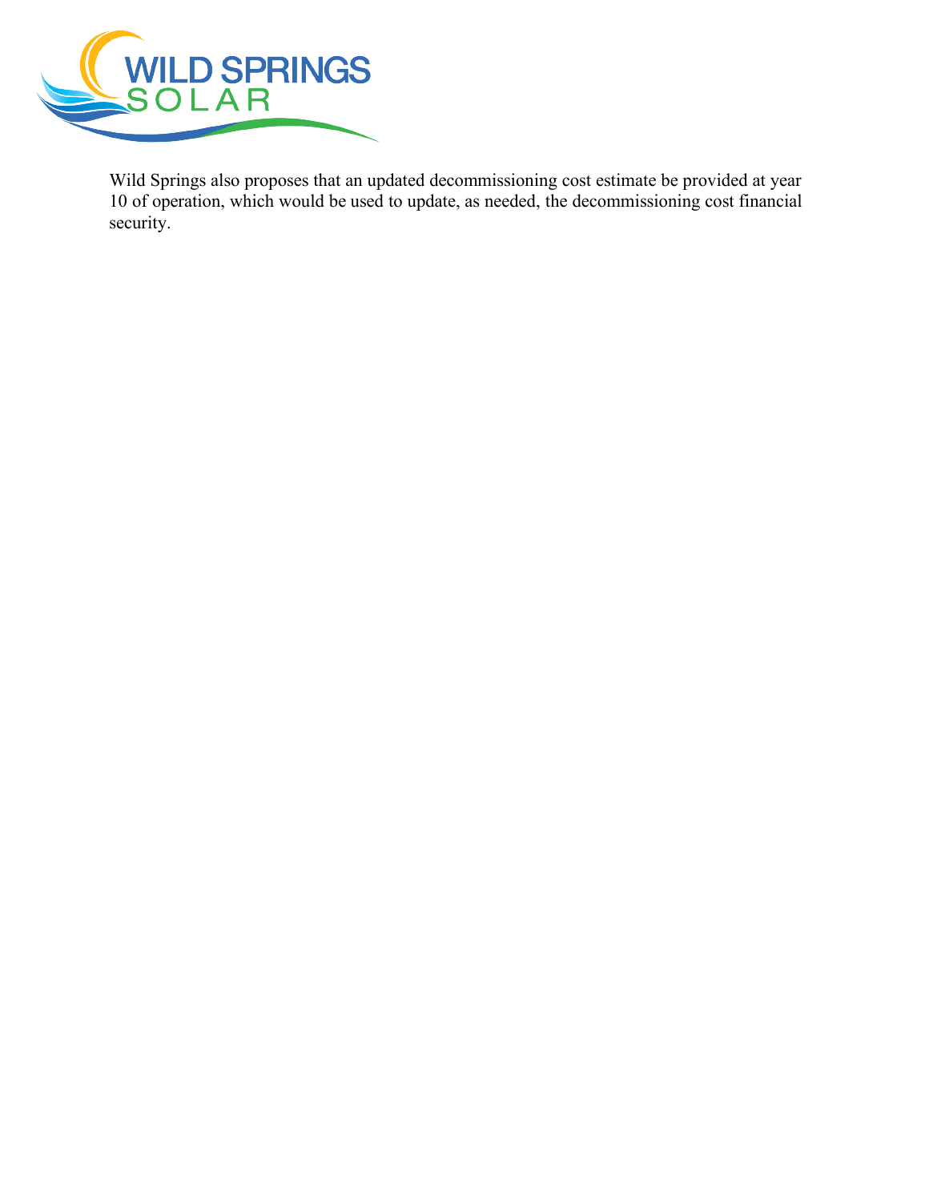Wild Springs also proposes that an updated decommissioning cost estimate be provided at year 10 of operation, which would be used to update, as needed, the decommissioning cost financial security.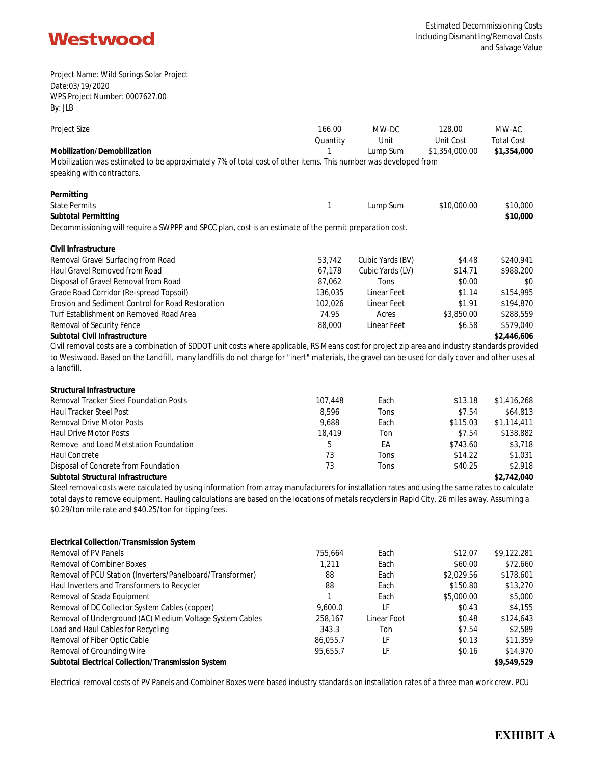**Westwood**

Estimated Decommissioning Costs
Including Dismantling/Removal Costs
and Salvage Value

Project Name: Wild Springs Solar Project
Date:03/19/2020
WPS Project Number: 0007627.00
By: JLB

| Project Size | 166.00 | MW-DC | 128.00 | MW-AC |
|---|---|---|---|---|
| | Quantity | Unit | Unit Cost | Total Cost |
| **Mobilization/Demobilization** | 1 | Lump Sum | $1,354,000.00 | **$1,354,000** |

Mobilization was estimated to be approximately 7% of total cost of other items. This number was developed from speaking with contractors.

| **Permitting** | | | | |
|---|---|---|---|---|
| State Permits | 1 | Lump Sum | $10,000.00 | $10,000 |
| **Subtotal Permitting** | | | | **$10,000** |

Decommissioning will require a SWPPP and SPCC plan, cost is an estimate of the permit preparation cost.

| **Civil Infrastructure** | | | | |
|---|---|---|---|---|
| Removal Gravel Surfacing from Road | 53,742 | Cubic Yards (BV) | $4.48 | $240,941 |
| Haul Gravel Removed from Road | 67,178 | Cubic Yards (LV) | $14.71 | $988,200 |
| Disposal of Gravel Removal from Road | 87,062 | Tons | $0.00 | $0 |
| Grade Road Corridor (Re-spread Topsoil) | 136,035 | Linear Feet | $1.14 | $154,995 |
| Erosion and Sediment Control for Road Restoration | 102,026 | Linear Feet | $1.91 | $194,870 |
| Turf Establishment on Removed Road Area | 74.95 | Acres | $3,850.00 | $288,559 |
| Removal of Security Fence | 88,000 | Linear Feet | $6.58 | $579,040 |
| **Subtotal Civil Infrastructure** | | | | **$2,446,606** |

Civil removal costs are a combination of SDDOT unit costs where applicable, RS Means cost for project zip area and industry standards provided to Westwood. Based on the Landfill, many landfills do not charge for "inert" materials, the gravel can be used for daily cover and other uses at a landfill.

| **Structural Infrastructure** | | | | |
|---|---|---|---|---|
| Removal Tracker Steel Foundation Posts | 107,448 | Each | $13.18 | $1,416,268 |
| Haul Tracker Steel Post | 8,596 | Tons | $7.54 | $64,813 |
| Removal Drive Motor Posts | 9,688 | Each | $115.03 | $1,114,411 |
| Haul Drive Motor Posts | 18,419 | Ton | $7.54 | $138,882 |
| Remove and Load Metstation Foundation | 5 | EA | $743.60 | $3,718 |
| Haul Concrete | 73 | Tons | $14.22 | $1,031 |
| Disposal of Concrete from Foundation | 73 | Tons | $40.25 | $2,918 |
| **Subtotal Structural Infrastructure** | | | | **$2,742,040** |

Steel removal costs were calculated by using information from array manufacturers for installation rates and using the same rates to calculate total days to remove equipment. Hauling calculations are based on the locations of metals recyclers in Rapid City, 26 miles away. Assuming a $0.29/ton mile rate and $40.25/ton for tipping fees.

| **Electrical Collection/Transmission System** | | | | |
|---|---|---|---|---|
| Removal of PV Panels | 755,664 | Each | $12.07 | $9,122,281 |
| Removal of Combiner Boxes | 1,211 | Each | $60.00 | $72,660 |
| Removal of PCU Station (Inverters/Panelboard/Transformer) | 88 | Each | $2,029.56 | $178,601 |
| Haul Inverters and Transformers to Recycler | 88 | Each | $150.80 | $13,270 |
| Removal of Scada Equipment | 1 | Each | $5,000.00 | $5,000 |
| Removal of DC Collector System Cables (copper) | 9,600.0 | LF | $0.43 | $4,155 |
| Removal of Underground (AC) Medium Voltage System Cables | 258,167 | Linear Foot | $0.48 | $124,643 |
| Load and Haul Cables for Recycling | 343.3 | Ton | $7.54 | $2,589 |
| Removal of Fiber Optic Cable | 86,055.7 | LF | $0.13 | $11,359 |
| Removal of Grounding Wire | 95,655.7 | LF | $0.16 | $14,970 |
| **Subtotal Electrical Collection/Transmission System** | | | | **$9,549,529** |

Electrical removal costs of PV Panels and Combiner Boxes were based industry standards on installation rates of a three man work crew. PCU

**EXHIBIT A**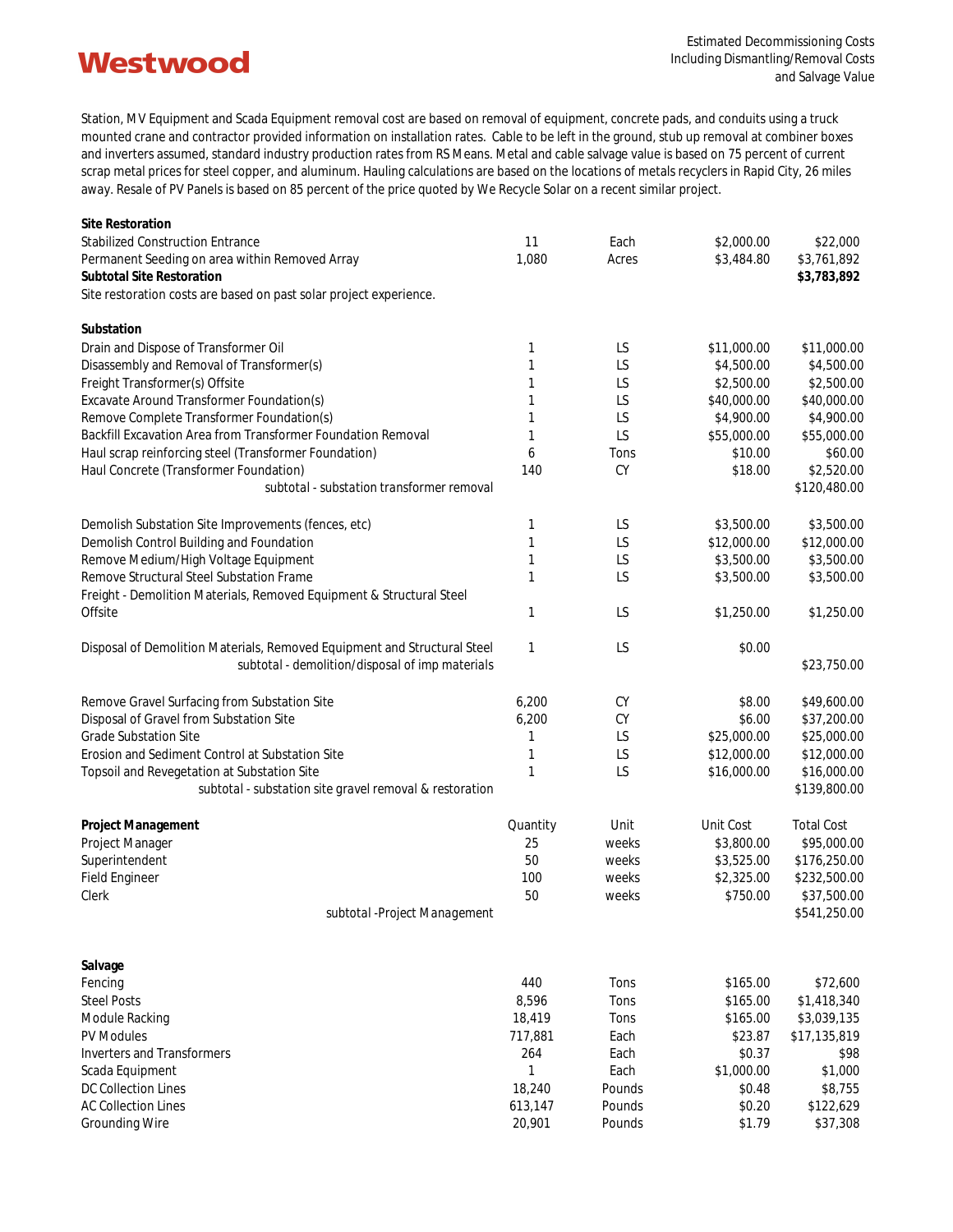Station, MV Equipment and Scada Equipment removal cost are based on removal of equipment, concrete pads, and conduits using a truck mounted crane and contractor provided information on installation rates. Cable to be left in the ground, stub up removal at combiner boxes and inverters assumed, standard industry production rates from RS Means. Metal and cable salvage value is based on 75 percent of current scrap metal prices for steel copper, and aluminum. Hauling calculations are based on the locations of metals recyclers in Rapid City, 26 miles away. Resale of PV Panels is based on 85 percent of the price quoted by We Recycle Solar on a recent similar project.

| | | | | |
|---|---|---|---|---|
| **Site Restoration** | | | | |
| Stabilized Construction Entrance | 11 | Each | $2,000.00 | $22,000 |
| Permanent Seeding on area within Removed Array | 1,080 | Acres | $3,484.80 | $3,761,892 |
| **Subtotal Site Restoration** | | | | **$3,783,892** |
| Site restoration costs are based on past solar project experience. | | | | |
| | | | | |
| **Substation** | | | | |
| Drain and Dispose of Transformer Oil | 1 | LS | $11,000.00 | $11,000.00 |
| Disassembly and Removal of Transformer(s) | 1 | LS | $4,500.00 | $4,500.00 |
| Freight Transformer(s) Offsite | 1 | LS | $2,500.00 | $2,500.00 |
| Excavate Around Transformer Foundation(s) | 1 | LS | $40,000.00 | $40,000.00 |
| Remove Complete Transformer Foundation(s) | 1 | LS | $4,900.00 | $4,900.00 |
| Backfill Excavation Area from Transformer Foundation Removal | 1 | LS | $55,000.00 | $55,000.00 |
| Haul scrap reinforcing steel (Transformer Foundation) | 6 | Tons | $10.00 | $60.00 |
| Haul Concrete (Transformer Foundation) | 140 | CY | $18.00 | $2,520.00 |
| subtotal - substation transformer removal | | | | $120,480.00 |
| | | | | |
| Demolish Substation Site Improvements (fences, etc) | 1 | LS | $3,500.00 | $3,500.00 |
| Demolish Control Building and Foundation | 1 | LS | $12,000.00 | $12,000.00 |
| Remove Medium/High Voltage Equipment | 1 | LS | $3,500.00 | $3,500.00 |
| Remove Structural Steel Substation Frame | 1 | LS | $3,500.00 | $3,500.00 |
| Freight - Demolition Materials, Removed Equipment & Structural Steel Offsite | 1 | LS | $1,250.00 | $1,250.00 |
| Disposal of Demolition Materials, Removed Equipment and Structural Steel | 1 | LS | $0.00 | |
| subtotal - demolition/disposal of imp materials | | | | $23,750.00 |
| | | | | |
| Remove Gravel Surfacing from Substation Site | 6,200 | CY | $8.00 | $49,600.00 |
| Disposal of Gravel from Substation Site | 6,200 | CY | $6.00 | $37,200.00 |
| Grade Substation Site | 1 | LS | $25,000.00 | $25,000.00 |
| Erosion and Sediment Control at Substation Site | 1 | LS | $12,000.00 | $12,000.00 |
| Topsoil and Revegetation at Substation Site | 1 | LS | $16,000.00 | $16,000.00 |
| subtotal - substation site gravel removal & restoration | | | | $139,800.00 |
| | | | | |
| **Project Management** | Quantity | Unit | Unit Cost | Total Cost |
| Project Manager | 25 | weeks | $3,800.00 | $95,000.00 |
| Superintendent | 50 | weeks | $3,525.00 | $176,250.00 |
| Field Engineer | 100 | weeks | $2,325.00 | $232,500.00 |
| Clerk | 50 | weeks | $750.00 | $37,500.00 |
| subtotal -Project Management | | | | $541,250.00 |
| | | | | |
| **Salvage** | | | | |
| Fencing | 440 | Tons | $165.00 | $72,600 |
| Steel Posts | 8,596 | Tons | $165.00 | $1,418,340 |
| Module Racking | 18,419 | Tons | $165.00 | $3,039,135 |
| PV Modules | 717,881 | Each | $23.87 | $17,135,819 |
| Inverters and Transformers | 264 | Each | $0.37 | $98 |
| Scada Equipment | 1 | Each | $1,000.00 | $1,000 |
| DC Collection Lines | 18,240 | Pounds | $0.48 | $8,755 |
| AC Collection Lines | 613,147 | Pounds | $0.20 | $122,629 |
| Grounding Wire | 20,901 | Pounds | $1.79 | $37,308 |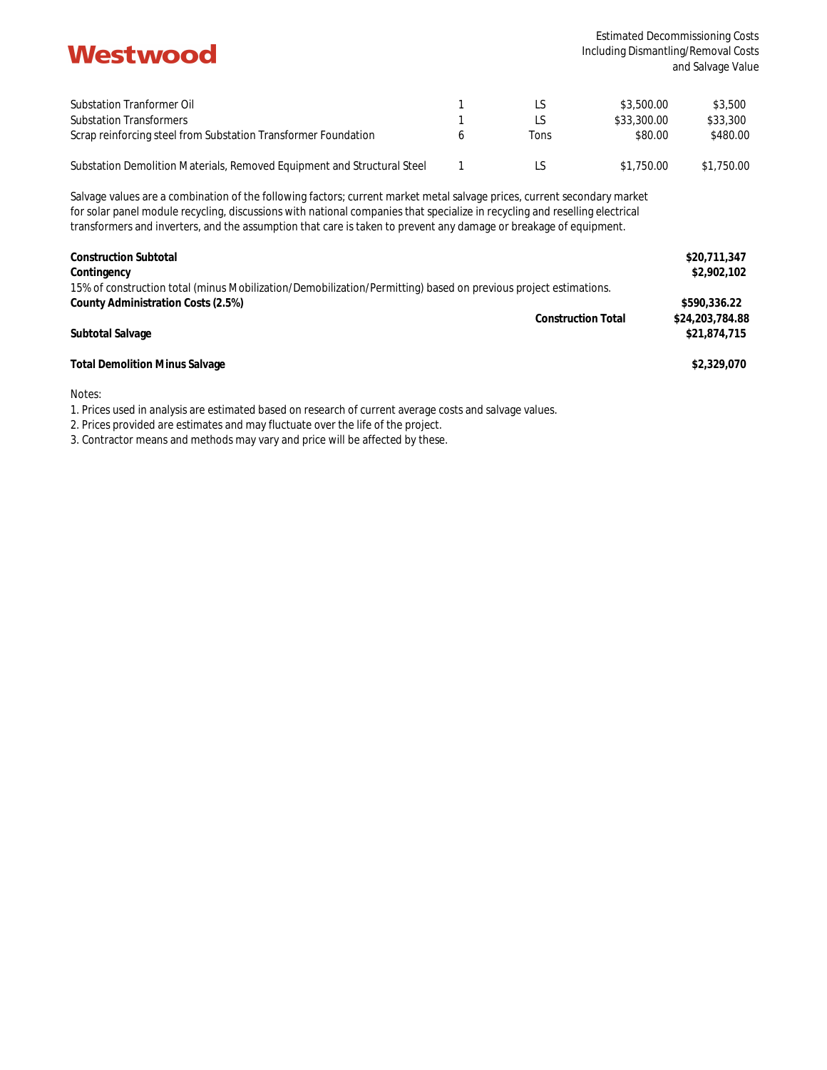| | | | | |
|---|---|---|---|---|
| Substation Tranformer Oil | 1 | LS | $3,500.00 | $3,500 |
| Substation Transformers | 1 | LS | $33,300.00 | $33,300 |
| Scrap reinforcing steel from Substation Transformer Foundation | 6 | Tons | $80.00 | $480.00 |
| Substation Demolition Materials, Removed Equipment and Structural Steel | 1 | LS | $1,750.00 | $1,750.00 |

Salvage values are a combination of the following factors; current market metal salvage prices, current secondary market for solar panel module recycling, discussions with national companies that specialize in recycling and reselling electrical transformers and inverters, and the assumption that care is taken to prevent any damage or breakage of equipment.

| | | |
|---|---|---|
| **Construction Subtotal** | | **$20,711,347** |
| **Contingency** | | **$2,902,102** |
| 15% of construction total (minus Mobilization/Demobilization/Permitting) based on previous project estimations. | | |
| **County Administration Costs (2.5%)** | | **$590,336.22** |
| | **Construction Total** | **$24,203,784.88** |
| **Subtotal Salvage** | | **$21,874,715** |
| **Total Demolition Minus Salvage** | | **$2,329,070** |

Notes:

1. Prices used in analysis are estimated based on research of current average costs and salvage values.
2. Prices provided are estimates and may fluctuate over the life of the project.
3. Contractor means and methods may vary and price will be affected by these.